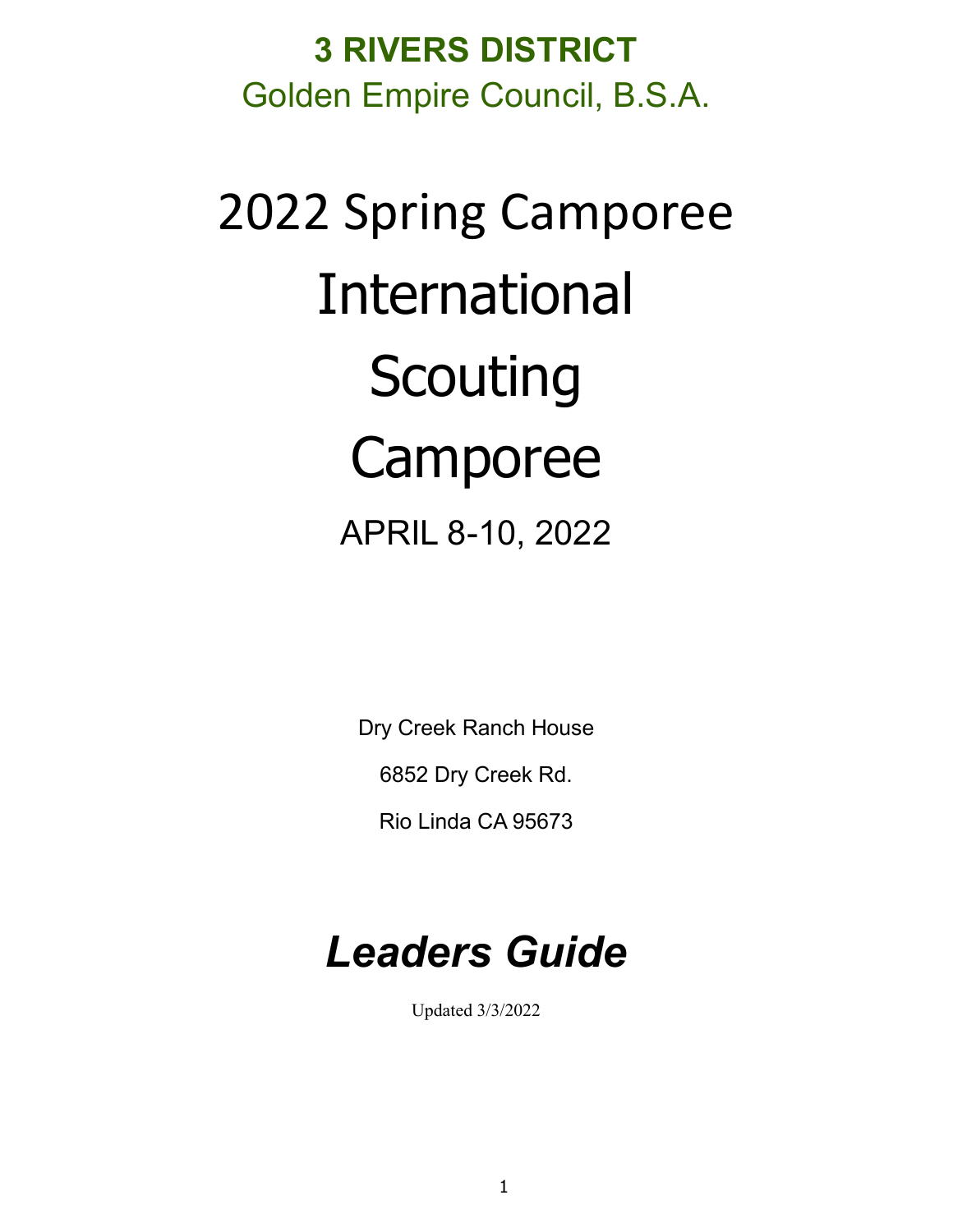**3 RIVERS DISTRICT**

Golden Empire Council, B.S.A.

# 2022 Spring Camporee

# International Scouting Camporee

APRIL 8-10, 2022

Dry Creek Ranch House

6852 Dry Creek Rd.

Rio Linda CA 95673

## *Leaders Guide*

Updated 3/3/2022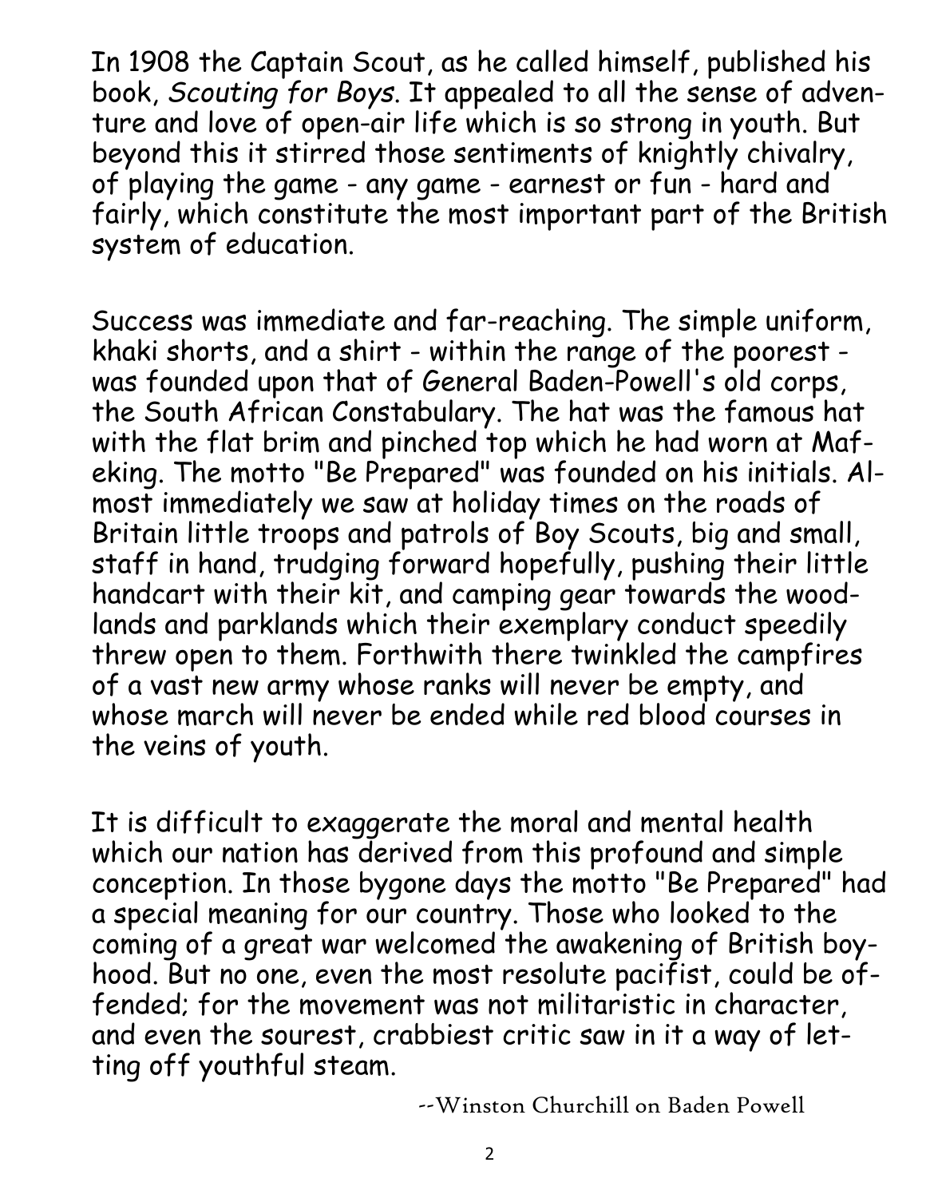In 1908 the Captain Scout, as he called himself, published his book, *Scouting for Boys*. It appealed to all the sense of adventure and love of open-air life which is so strong in youth. But beyond this it stirred those sentiments of knightly chivalry, of playing the game - any game - earnest or fun - hard and fairly, which constitute the most important part of the British system of education.

Success was immediate and far-reaching. The simple uniform, khaki shorts, and a shirt - within the range of the poorest - was founded upon that of General Baden-Powell's old corps, the South African Constabulary. The hat was the famous hat with the flat brim and pinched top which he had worn at Mafeking. The motto "Be Prepared" was founded on his initials. Almost immediately we saw at holiday times on the roads of Britain little troops and patrols of Boy Scouts, big and small, staff in hand, trudging forward hopefully, pushing their little handcart with their kit, and camping gear towards the woodlands and parklands which their exemplary conduct speedily threw open to them. Forthwith there twinkled the campfires of a vast new army whose ranks will never be empty, and whose march will never be ended while red blood courses in the veins of youth.

It is difficult to exaggerate the moral and mental health which our nation has derived from this profound and simple conception. In those bygone days the motto "Be Prepared" had a special meaning for our country. Those who looked to the coming of a great war welcomed the awakening of British boyhood. But no one, even the most resolute pacifist, could be offended; for the movement was not militaristic in character, and even the sourest, crabbiest critic saw in it a way of letting off youthful steam.

--Winston Churchill on Baden Powell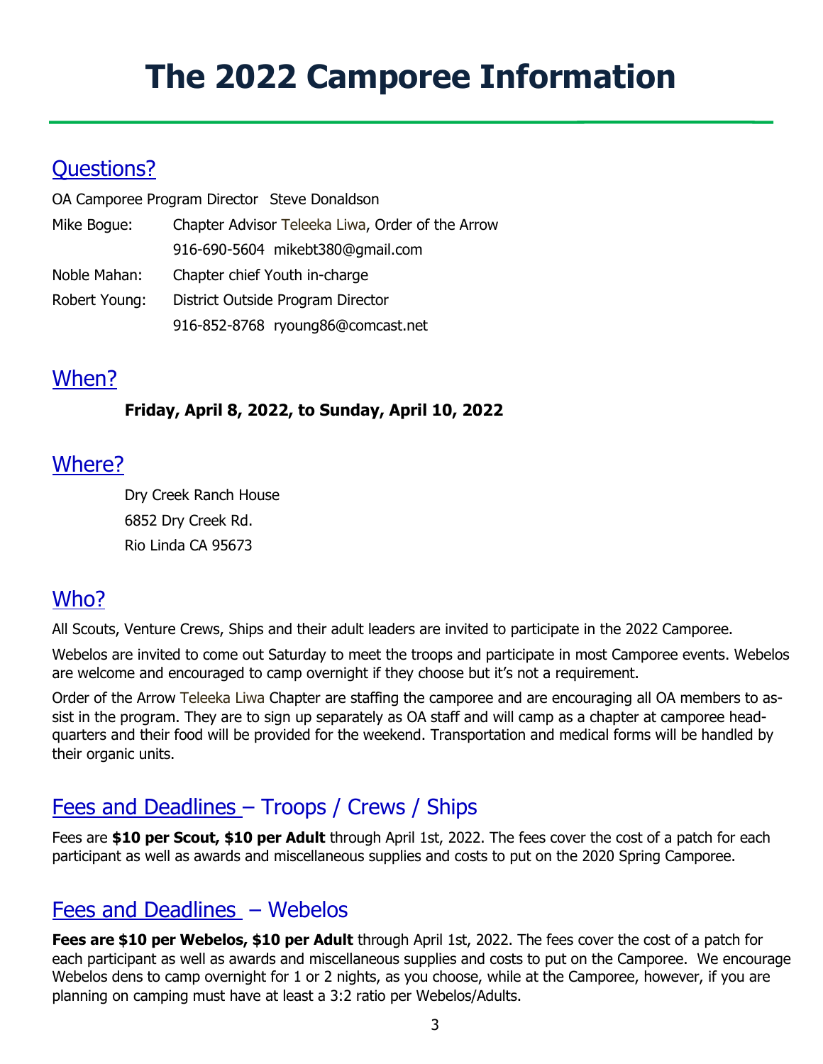# The 2022 Camporee Information

## Questions?

OA Camporee Program Director Steve Donaldson

| | |
|---|---|
| Mike Bogue: | Chapter Advisor Teleeka Liwa, Order of the Arrow |
| | 916-690-5604 mikebt380@gmail.com |
| Noble Mahan: | Chapter chief Youth in-charge |
| Robert Young: | District Outside Program Director |
| | 916-852-8768 ryoung86@comcast.net |

## When?

**Friday, April 8, 2022, to Sunday, April 10, 2022**

## Where?

Dry Creek Ranch House
6852 Dry Creek Rd.
Rio Linda CA 95673

## Who?

All Scouts, Venture Crews, Ships and their adult leaders are invited to participate in the 2022 Camporee.

Webelos are invited to come out Saturday to meet the troops and participate in most Camporee events. Webelos are welcome and encouraged to camp overnight if they choose but it's not a requirement.

Order of the Arrow Teleeka Liwa Chapter are staffing the camporee and are encouraging all OA members to assist in the program. They are to sign up separately as OA staff and will camp as a chapter at camporee headquarters and their food will be provided for the weekend. Transportation and medical forms will be handled by their organic units.

## Fees and Deadlines – Troops / Crews / Ships

Fees are **$10 per Scout, $10 per Adult** through April 1st, 2022. The fees cover the cost of a patch for each participant as well as awards and miscellaneous supplies and costs to put on the 2020 Spring Camporee.

## Fees and Deadlines – Webelos

**Fees are $10 per Webelos, $10 per Adult** through April 1st, 2022. The fees cover the cost of a patch for each participant as well as awards and miscellaneous supplies and costs to put on the Camporee. We encourage Webelos dens to camp overnight for 1 or 2 nights, as you choose, while at the Camporee, however, if you are planning on camping must have at least a 3:2 ratio per Webelos/Adults.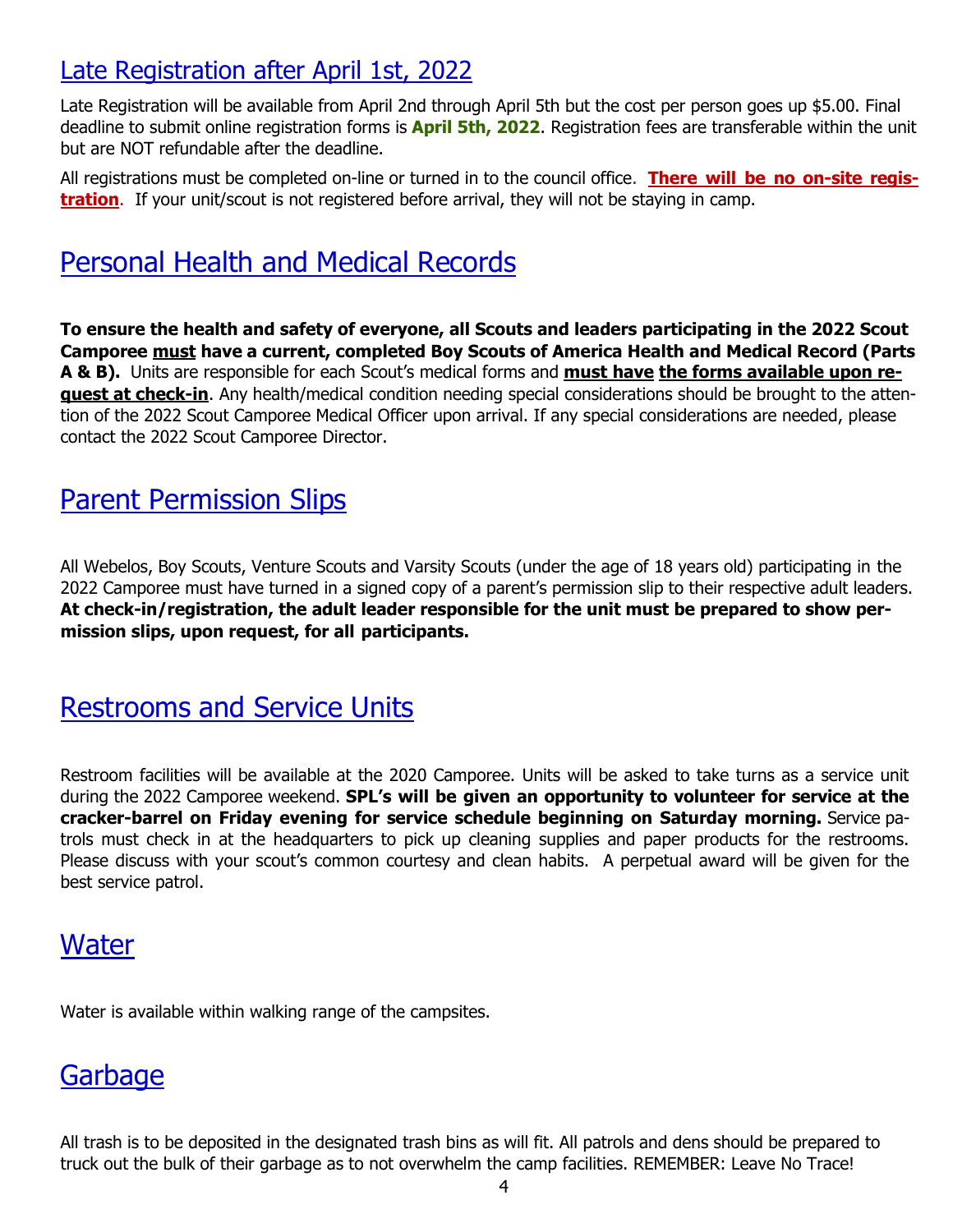## Late Registration after April 1st, 2022

Late Registration will be available from April 2nd through April 5th but the cost per person goes up $5.00. Final deadline to submit online registration forms is **April 5th, 2022**. Registration fees are transferable within the unit but are NOT refundable after the deadline.

All registrations must be completed on-line or turned in to the council office. **There will be no on-site registration**. If your unit/scout is not registered before arrival, they will not be staying in camp.

## Personal Health and Medical Records

**To ensure the health and safety of everyone, all Scouts and leaders participating in the 2022 Scout Camporee must have a current, completed Boy Scouts of America Health and Medical Record (Parts A & B).** Units are responsible for each Scout's medical forms and **must have the forms available upon request at check-in**. Any health/medical condition needing special considerations should be brought to the attention of the 2022 Scout Camporee Medical Officer upon arrival. If any special considerations are needed, please contact the 2022 Scout Camporee Director.

## Parent Permission Slips

All Webelos, Boy Scouts, Venture Scouts and Varsity Scouts (under the age of 18 years old) participating in the 2022 Camporee must have turned in a signed copy of a parent's permission slip to their respective adult leaders. **At check-in/registration, the adult leader responsible for the unit must be prepared to show permission slips, upon request, for all participants.**

## Restrooms and Service Units

Restroom facilities will be available at the 2020 Camporee. Units will be asked to take turns as a service unit during the 2022 Camporee weekend. **SPL's will be given an opportunity to volunteer for service at the cracker-barrel on Friday evening for service schedule beginning on Saturday morning.** Service patrols must check in at the headquarters to pick up cleaning supplies and paper products for the restrooms. Please discuss with your scout's common courtesy and clean habits. A perpetual award will be given for the best service patrol.

## Water

Water is available within walking range of the campsites.

## Garbage

All trash is to be deposited in the designated trash bins as will fit. All patrols and dens should be prepared to truck out the bulk of their garbage as to not overwhelm the camp facilities. REMEMBER: Leave No Trace!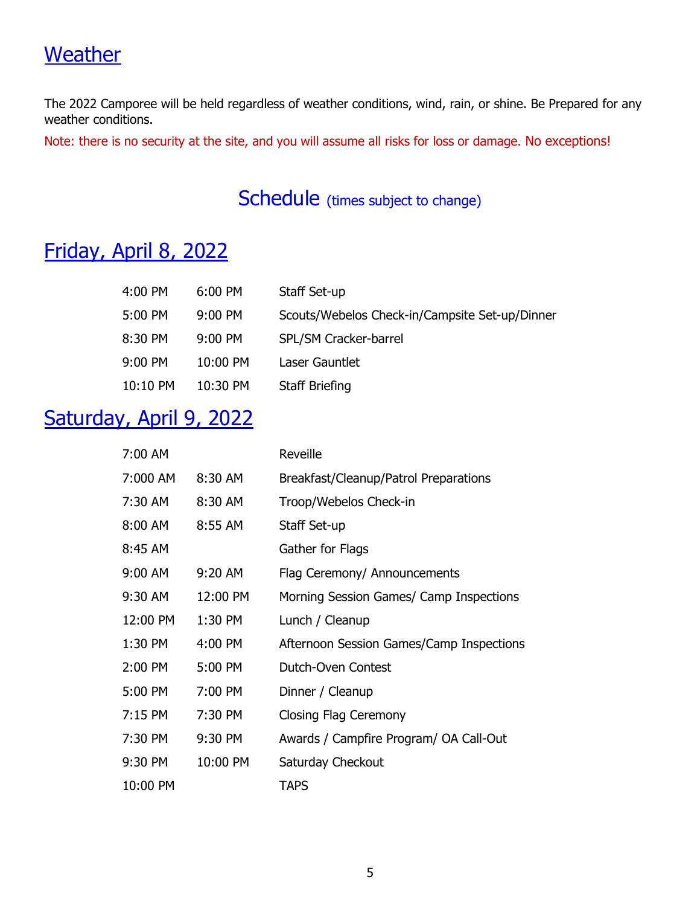## Weather

The 2022 Camporee will be held regardless of weather conditions, wind, rain, or shine. Be Prepared for any weather conditions.

Note: there is no security at the site, and you will assume all risks for loss or damage. No exceptions!

## Schedule (times subject to change)

## Friday, April 8, 2022

| | | |
|---|---|---|
| 4:00 PM | 6:00 PM | Staff Set-up |
| 5:00 PM | 9:00 PM | Scouts/Webelos Check-in/Campsite Set-up/Dinner |
| 8:30 PM | 9:00 PM | SPL/SM Cracker-barrel |
| 9:00 PM | 10:00 PM | Laser Gauntlet |
| 10:10 PM | 10:30 PM | Staff Briefing |

## Saturday, April 9, 2022

| | | |
|---|---|---|
| 7:00 AM | | Reveille |
| 7:000 AM | 8:30 AM | Breakfast/Cleanup/Patrol Preparations |
| 7:30 AM | 8:30 AM | Troop/Webelos Check-in |
| 8:00 AM | 8:55 AM | Staff Set-up |
| 8:45 AM | | Gather for Flags |
| 9:00 AM | 9:20 AM | Flag Ceremony/ Announcements |
| 9:30 AM | 12:00 PM | Morning Session Games/ Camp Inspections |
| 12:00 PM | 1:30 PM | Lunch / Cleanup |
| 1:30 PM | 4:00 PM | Afternoon Session Games/Camp Inspections |
| 2:00 PM | 5:00 PM | Dutch-Oven Contest |
| 5:00 PM | 7:00 PM | Dinner / Cleanup |
| 7:15 PM | 7:30 PM | Closing Flag Ceremony |
| 7:30 PM | 9:30 PM | Awards / Campfire Program/ OA Call-Out |
| 9:30 PM | 10:00 PM | Saturday Checkout |
| 10:00 PM | | TAPS |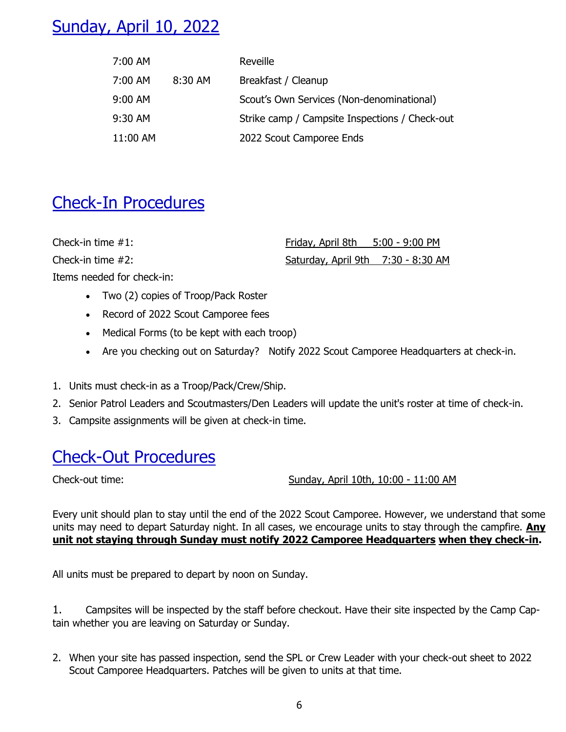## Sunday, April 10, 2022

| | | |
|---|---|---|
| 7:00 AM | | Reveille |
| 7:00 AM | 8:30 AM | Breakfast / Cleanup |
| 9:00 AM | | Scout's Own Services (Non-denominational) |
| 9:30 AM | | Strike camp / Campsite Inspections / Check-out |
| 11:00 AM | | 2022 Scout Camporee Ends |

## Check-In Procedures

Check-in time #1: Friday, April 8th 5:00 - 9:00 PM

Check-in time #2: Saturday, April 9th 7:30 - 8:30 AM

Items needed for check-in:

- Two (2) copies of Troop/Pack Roster
- Record of 2022 Scout Camporee fees
- Medical Forms (to be kept with each troop)
- Are you checking out on Saturday? Notify 2022 Scout Camporee Headquarters at check-in.

1. Units must check-in as a Troop/Pack/Crew/Ship.
2. Senior Patrol Leaders and Scoutmasters/Den Leaders will update the unit's roster at time of check-in.
3. Campsite assignments will be given at check-in time.

## Check-Out Procedures

Check-out time: Sunday, April 10th, 10:00 - 11:00 AM

Every unit should plan to stay until the end of the 2022 Scout Camporee. However, we understand that some units may need to depart Saturday night. In all cases, we encourage units to stay through the campfire. **Any unit not staying through Sunday must notify 2022 Camporee Headquarters when they check-in.**

All units must be prepared to depart by noon on Sunday.

1. Campsites will be inspected by the staff before checkout. Have their site inspected by the Camp Captain whether you are leaving on Saturday or Sunday.

2. When your site has passed inspection, send the SPL or Crew Leader with your check-out sheet to 2022 Scout Camporee Headquarters. Patches will be given to units at that time.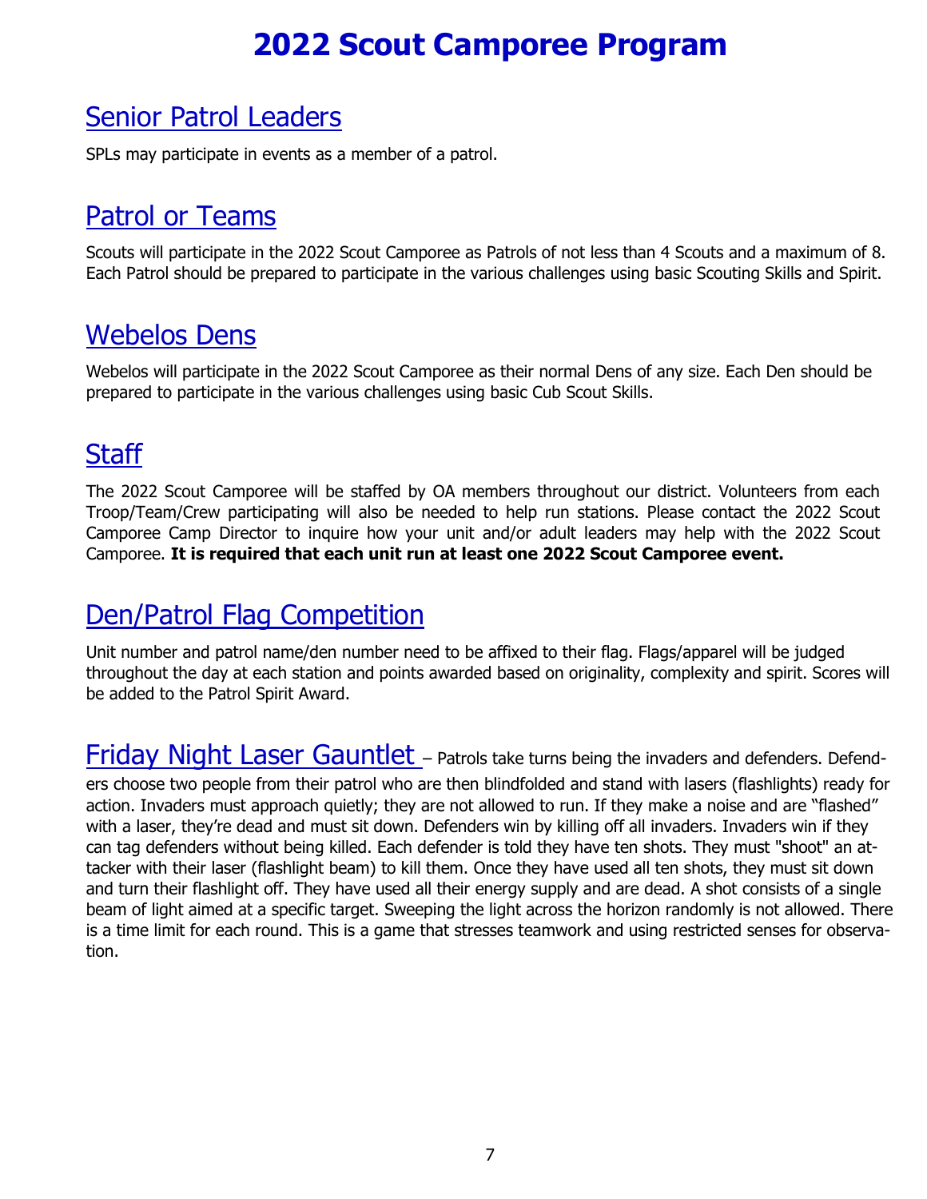# 2022 Scout Camporee Program

## Senior Patrol Leaders

SPLs may participate in events as a member of a patrol.

## Patrol or Teams

Scouts will participate in the 2022 Scout Camporee as Patrols of not less than 4 Scouts and a maximum of 8. Each Patrol should be prepared to participate in the various challenges using basic Scouting Skills and Spirit.

## Webelos Dens

Webelos will participate in the 2022 Scout Camporee as their normal Dens of any size. Each Den should be prepared to participate in the various challenges using basic Cub Scout Skills.

## Staff

The 2022 Scout Camporee will be staffed by OA members throughout our district. Volunteers from each Troop/Team/Crew participating will also be needed to help run stations. Please contact the 2022 Scout Camporee Camp Director to inquire how your unit and/or adult leaders may help with the 2022 Scout Camporee. **It is required that each unit run at least one 2022 Scout Camporee event.**

## Den/Patrol Flag Competition

Unit number and patrol name/den number need to be affixed to their flag. Flags/apparel will be judged throughout the day at each station and points awarded based on originality, complexity and spirit. Scores will be added to the Patrol Spirit Award.

## Friday Night Laser Gauntlet

– Patrols take turns being the invaders and defenders. Defenders choose two people from their patrol who are then blindfolded and stand with lasers (flashlights) ready for action. Invaders must approach quietly; they are not allowed to run. If they make a noise and are “flashed” with a laser, they’re dead and must sit down. Defenders win by killing off all invaders. Invaders win if they can tag defenders without being killed. Each defender is told they have ten shots. They must "shoot" an attacker with their laser (flashlight beam) to kill them. Once they have used all ten shots, they must sit down and turn their flashlight off. They have used all their energy supply and are dead. A shot consists of a single beam of light aimed at a specific target. Sweeping the light across the horizon randomly is not allowed. There is a time limit for each round. This is a game that stresses teamwork and using restricted senses for observation.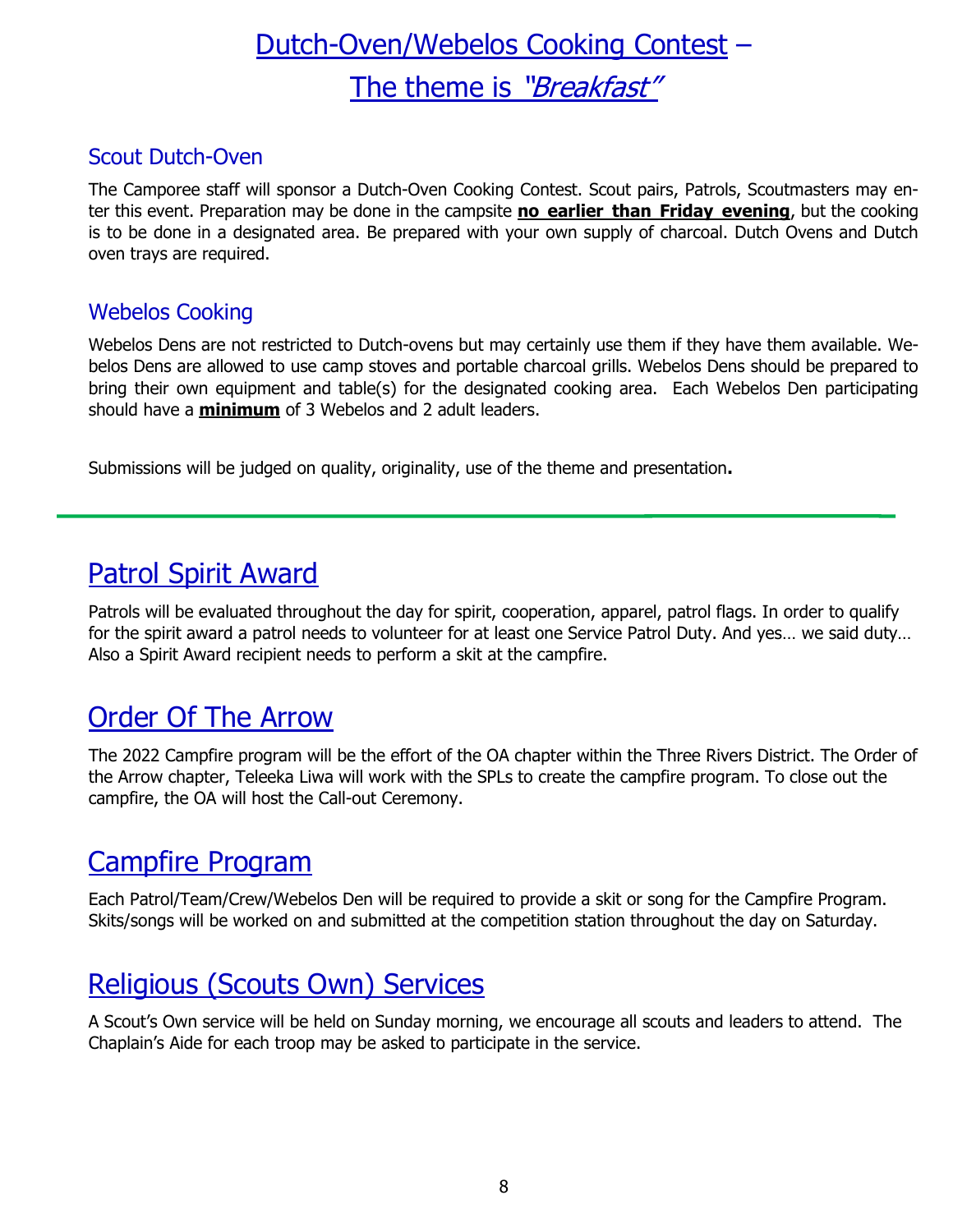# Dutch-Oven/Webelos Cooking Contest – The theme is *"Breakfast"*

### Scout Dutch-Oven

The Camporee staff will sponsor a Dutch-Oven Cooking Contest. Scout pairs, Patrols, Scoutmasters may enter this event. Preparation may be done in the campsite **no earlier than Friday evening**, but the cooking is to be done in a designated area. Be prepared with your own supply of charcoal. Dutch Ovens and Dutch oven trays are required.

### Webelos Cooking

Webelos Dens are not restricted to Dutch-ovens but may certainly use them if they have them available. Webelos Dens are allowed to use camp stoves and portable charcoal grills. Webelos Dens should be prepared to bring their own equipment and table(s) for the designated cooking area. Each Webelos Den participating should have a **minimum** of 3 Webelos and 2 adult leaders.

Submissions will be judged on quality, originality, use of the theme and presentation**.**

---

## Patrol Spirit Award

Patrols will be evaluated throughout the day for spirit, cooperation, apparel, patrol flags. In order to qualify for the spirit award a patrol needs to volunteer for at least one Service Patrol Duty. And yes… we said duty… Also a Spirit Award recipient needs to perform a skit at the campfire.

## Order Of The Arrow

The 2022 Campfire program will be the effort of the OA chapter within the Three Rivers District. The Order of the Arrow chapter, Teleeka Liwa will work with the SPLs to create the campfire program. To close out the campfire, the OA will host the Call-out Ceremony.

## Campfire Program

Each Patrol/Team/Crew/Webelos Den will be required to provide a skit or song for the Campfire Program. Skits/songs will be worked on and submitted at the competition station throughout the day on Saturday.

## Religious (Scouts Own) Services

A Scout's Own service will be held on Sunday morning, we encourage all scouts and leaders to attend. The Chaplain's Aide for each troop may be asked to participate in the service.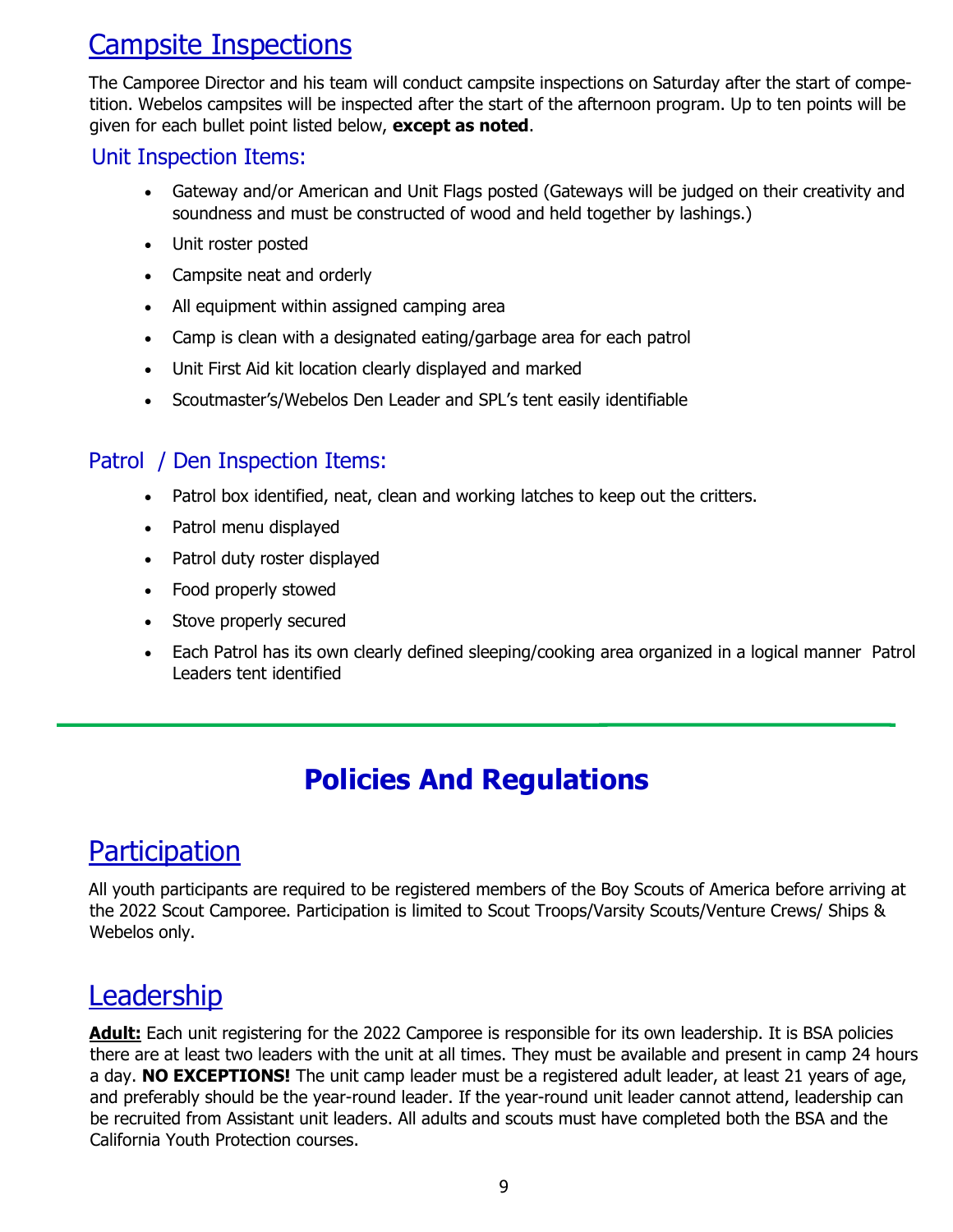## Campsite Inspections

The Camporee Director and his team will conduct campsite inspections on Saturday after the start of competition. Webelos campsites will be inspected after the start of the afternoon program. Up to ten points will be given for each bullet point listed below, **except as noted**.

### Unit Inspection Items:

- Gateway and/or American and Unit Flags posted (Gateways will be judged on their creativity and soundness and must be constructed of wood and held together by lashings.)
- Unit roster posted
- Campsite neat and orderly
- All equipment within assigned camping area
- Camp is clean with a designated eating/garbage area for each patrol
- Unit First Aid kit location clearly displayed and marked
- Scoutmaster's/Webelos Den Leader and SPL's tent easily identifiable

### Patrol / Den Inspection Items:

- Patrol box identified, neat, clean and working latches to keep out the critters.
- Patrol menu displayed
- Patrol duty roster displayed
- Food properly stowed
- Stove properly secured
- Each Patrol has its own clearly defined sleeping/cooking area organized in a logical manner Patrol Leaders tent identified

---

# Policies And Regulations

## Participation

All youth participants are required to be registered members of the Boy Scouts of America before arriving at the 2022 Scout Camporee. Participation is limited to Scout Troops/Varsity Scouts/Venture Crews/ Ships & Webelos only.

## Leadership

**Adult:** Each unit registering for the 2022 Camporee is responsible for its own leadership. It is BSA policies there are at least two leaders with the unit at all times. They must be available and present in camp 24 hours a day. **NO EXCEPTIONS!** The unit camp leader must be a registered adult leader, at least 21 years of age, and preferably should be the year-round leader. If the year-round unit leader cannot attend, leadership can be recruited from Assistant unit leaders. All adults and scouts must have completed both the BSA and the California Youth Protection courses.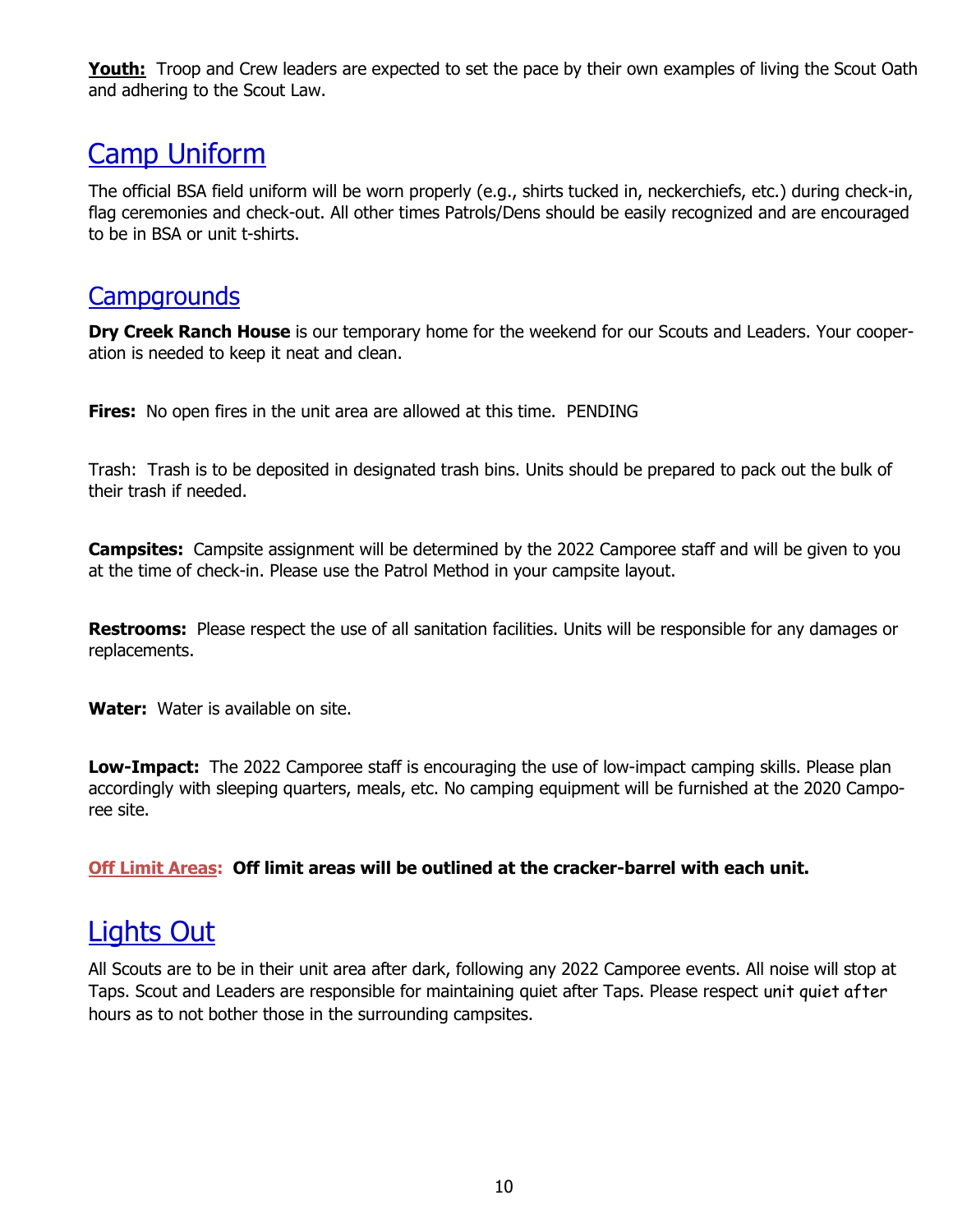**Youth:** Troop and Crew leaders are expected to set the pace by their own examples of living the Scout Oath and adhering to the Scout Law.

## Camp Uniform

The official BSA field uniform will be worn properly (e.g., shirts tucked in, neckerchiefs, etc.) during check-in, flag ceremonies and check-out. All other times Patrols/Dens should be easily recognized and are encouraged to be in BSA or unit t-shirts.

## Campgrounds

**Dry Creek Ranch House** is our temporary home for the weekend for our Scouts and Leaders. Your cooperation is needed to keep it neat and clean.

**Fires:** No open fires in the unit area are allowed at this time. PENDING

Trash: Trash is to be deposited in designated trash bins. Units should be prepared to pack out the bulk of their trash if needed.

**Campsites:** Campsite assignment will be determined by the 2022 Camporee staff and will be given to you at the time of check-in. Please use the Patrol Method in your campsite layout.

**Restrooms:** Please respect the use of all sanitation facilities. Units will be responsible for any damages or replacements.

**Water:** Water is available on site.

**Low-Impact:** The 2022 Camporee staff is encouraging the use of low-impact camping skills. Please plan accordingly with sleeping quarters, meals, etc. No camping equipment will be furnished at the 2020 Camporee site.

**Off Limit Areas: Off limit areas will be outlined at the cracker-barrel with each unit.**

## Lights Out

All Scouts are to be in their unit area after dark, following any 2022 Camporee events. All noise will stop at Taps. Scout and Leaders are responsible for maintaining quiet after Taps. Please respect unit quiet after hours as to not bother those in the surrounding campsites.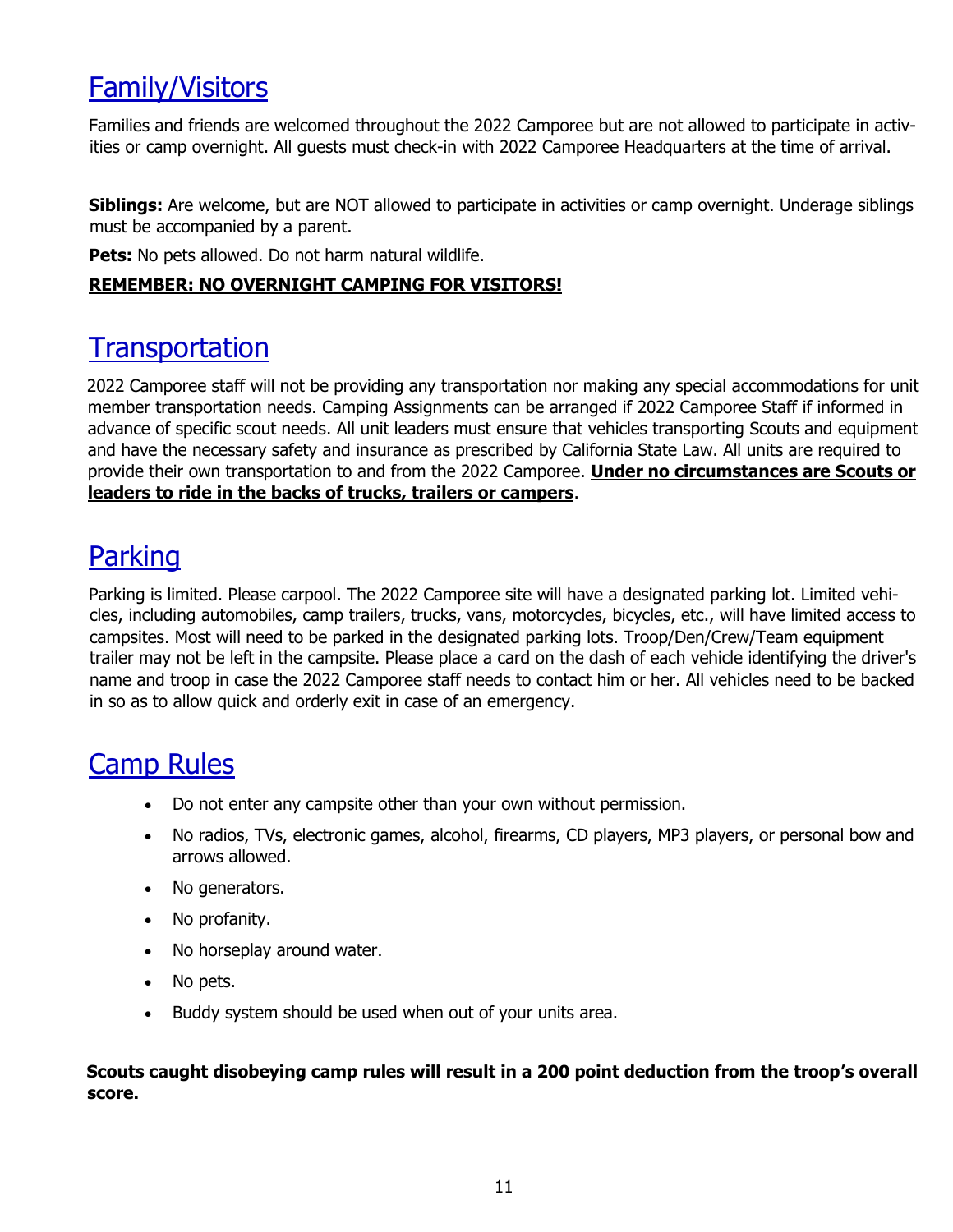# Family/Visitors

Families and friends are welcomed throughout the 2022 Camporee but are not allowed to participate in activities or camp overnight. All guests must check-in with 2022 Camporee Headquarters at the time of arrival.

**Siblings:** Are welcome, but are NOT allowed to participate in activities or camp overnight. Underage siblings must be accompanied by a parent.

**Pets:** No pets allowed. Do not harm natural wildlife.

**REMEMBER: NO OVERNIGHT CAMPING FOR VISITORS!**

# Transportation

2022 Camporee staff will not be providing any transportation nor making any special accommodations for unit member transportation needs. Camping Assignments can be arranged if 2022 Camporee Staff if informed in advance of specific scout needs. All unit leaders must ensure that vehicles transporting Scouts and equipment and have the necessary safety and insurance as prescribed by California State Law. All units are required to provide their own transportation to and from the 2022 Camporee. **Under no circumstances are Scouts or leaders to ride in the backs of trucks, trailers or campers**.

# Parking

Parking is limited. Please carpool. The 2022 Camporee site will have a designated parking lot. Limited vehicles, including automobiles, camp trailers, trucks, vans, motorcycles, bicycles, etc., will have limited access to campsites. Most will need to be parked in the designated parking lots. Troop/Den/Crew/Team equipment trailer may not be left in the campsite. Please place a card on the dash of each vehicle identifying the driver's name and troop in case the 2022 Camporee staff needs to contact him or her. All vehicles need to be backed in so as to allow quick and orderly exit in case of an emergency.

# Camp Rules

- Do not enter any campsite other than your own without permission.
- No radios, TVs, electronic games, alcohol, firearms, CD players, MP3 players, or personal bow and arrows allowed.
- No generators.
- No profanity.
- No horseplay around water.
- No pets.
- Buddy system should be used when out of your units area.

**Scouts caught disobeying camp rules will result in a 200 point deduction from the troop's overall score.**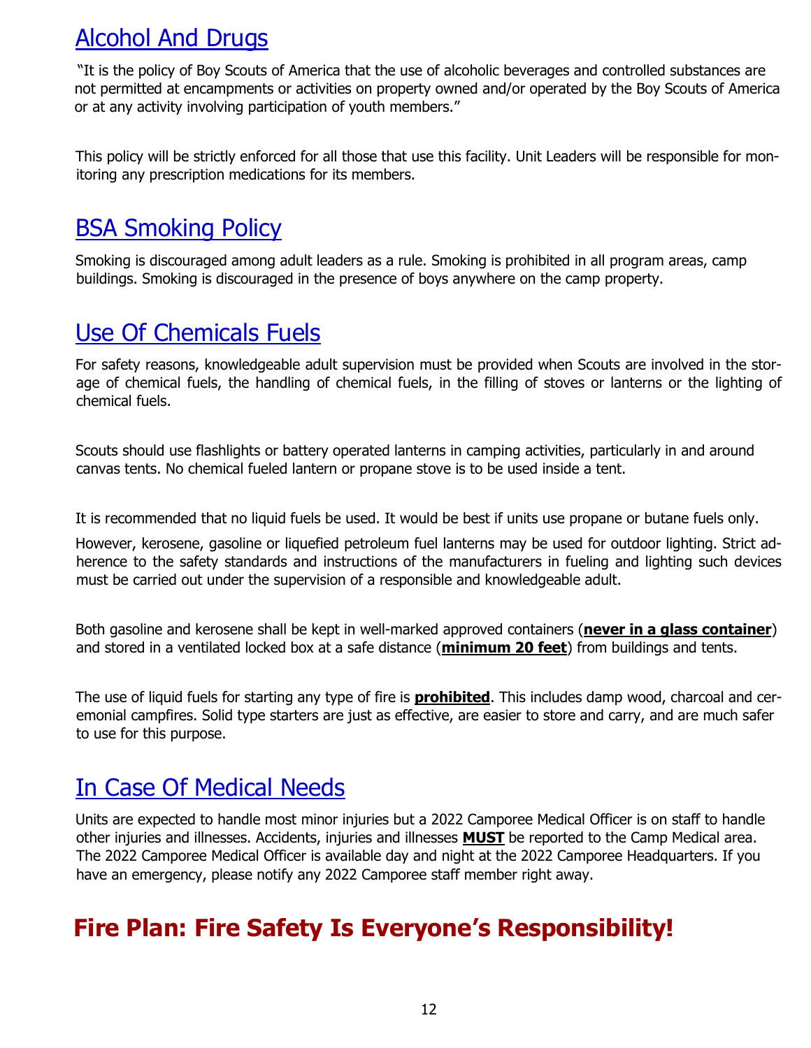## Alcohol And Drugs

"It is the policy of Boy Scouts of America that the use of alcoholic beverages and controlled substances are not permitted at encampments or activities on property owned and/or operated by the Boy Scouts of America or at any activity involving participation of youth members."

This policy will be strictly enforced for all those that use this facility. Unit Leaders will be responsible for monitoring any prescription medications for its members.

## BSA Smoking Policy

Smoking is discouraged among adult leaders as a rule. Smoking is prohibited in all program areas, camp buildings. Smoking is discouraged in the presence of boys anywhere on the camp property.

## Use Of Chemicals Fuels

For safety reasons, knowledgeable adult supervision must be provided when Scouts are involved in the storage of chemical fuels, the handling of chemical fuels, in the filling of stoves or lanterns or the lighting of chemical fuels.

Scouts should use flashlights or battery operated lanterns in camping activities, particularly in and around canvas tents. No chemical fueled lantern or propane stove is to be used inside a tent.

It is recommended that no liquid fuels be used. It would be best if units use propane or butane fuels only.

However, kerosene, gasoline or liquefied petroleum fuel lanterns may be used for outdoor lighting. Strict adherence to the safety standards and instructions of the manufacturers in fueling and lighting such devices must be carried out under the supervision of a responsible and knowledgeable adult.

Both gasoline and kerosene shall be kept in well-marked approved containers (**never in a glass container**) and stored in a ventilated locked box at a safe distance (**minimum 20 feet**) from buildings and tents.

The use of liquid fuels for starting any type of fire is **prohibited**. This includes damp wood, charcoal and ceremonial campfires. Solid type starters are just as effective, are easier to store and carry, and are much safer to use for this purpose.

## In Case Of Medical Needs

Units are expected to handle most minor injuries but a 2022 Camporee Medical Officer is on staff to handle other injuries and illnesses. Accidents, injuries and illnesses **MUST** be reported to the Camp Medical area. The 2022 Camporee Medical Officer is available day and night at the 2022 Camporee Headquarters. If you have an emergency, please notify any 2022 Camporee staff member right away.

# Fire Plan: Fire Safety Is Everyone's Responsibility!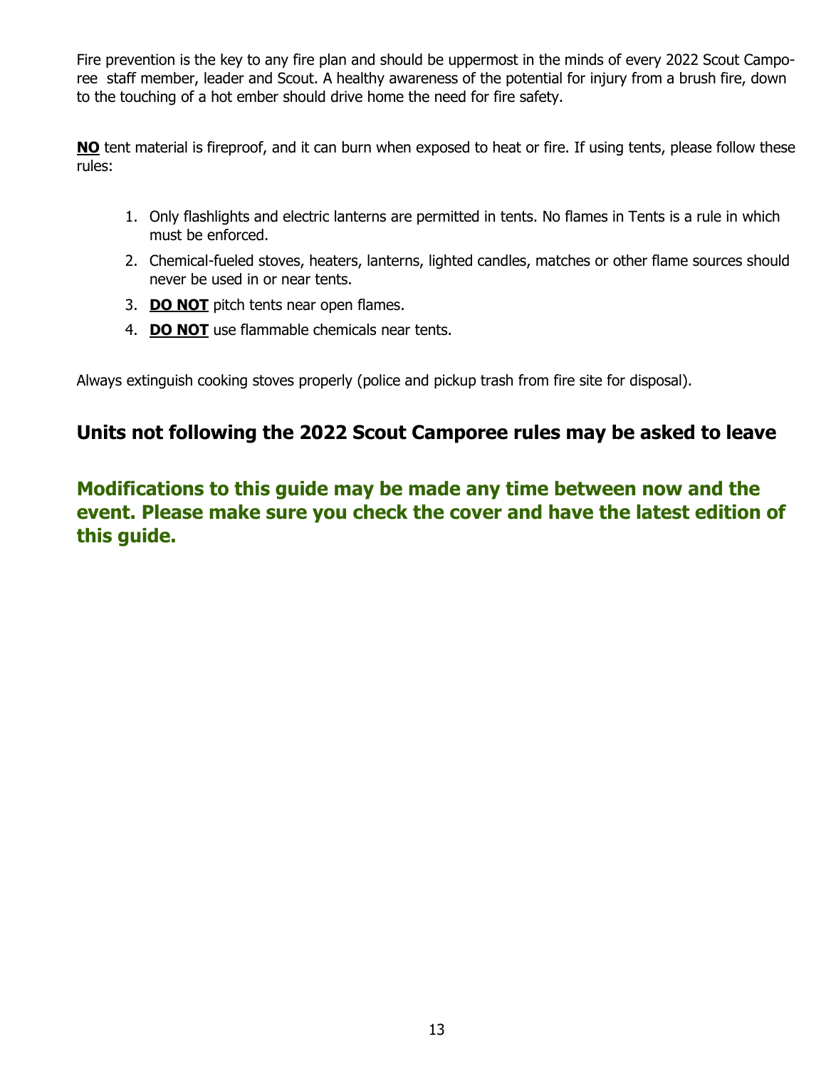Fire prevention is the key to any fire plan and should be uppermost in the minds of every 2022 Scout Camporee staff member, leader and Scout. A healthy awareness of the potential for injury from a brush fire, down to the touching of a hot ember should drive home the need for fire safety.

**NO** tent material is fireproof, and it can burn when exposed to heat or fire. If using tents, please follow these rules:

1. Only flashlights and electric lanterns are permitted in tents. No flames in Tents is a rule in which must be enforced.
2. Chemical-fueled stoves, heaters, lanterns, lighted candles, matches or other flame sources should never be used in or near tents.
3. **DO NOT** pitch tents near open flames.
4. **DO NOT** use flammable chemicals near tents.

Always extinguish cooking stoves properly (police and pickup trash from fire site for disposal).

## Units not following the 2022 Scout Camporee rules may be asked to leave

## Modifications to this guide may be made any time between now and the event. Please make sure you check the cover and have the latest edition of this guide.